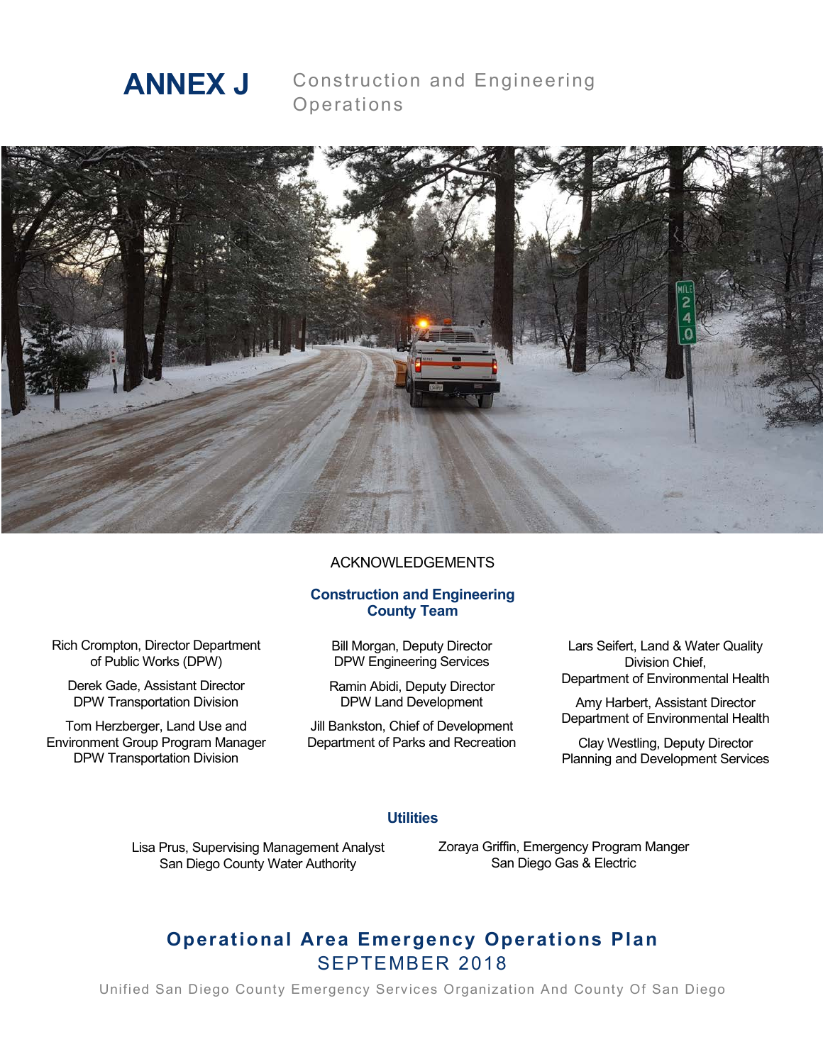# ANNEX J Construction and Engineering Operations

ACKNOWLEDGEMENTS

## Construction and Engineering County Team

Rich Crompton, Director Department of Public Works (DPW)

Derek Gade, Assistant Director DPW Transportation Division

Tom Herzberger, Land Use and Environment Group Program Manager DPW Transportation Division

Bill Morgan, Deputy Director DPW Engineering Services

Ramin Abidi, Deputy Director DPW Land Development

Jill Bankston, Chief of Development Department of Parks and Recreation

Lars Seifert, Land & Water Quality Division Chief, Department of Environmental Health

Amy Harbert, Assistant Director Department of Environmental Health

Clay Westling, Deputy Director Planning and Development Services

## Utilities

Lisa Prus, Supervising Management Analyst San Diego County Water Authority

Zoraya Griffin, Emergency Program Manger San Diego Gas & Electric

## Operational Area Emergency Operations Plan

SEPTEMBER 2018

Unified San Diego County Emergency Services Organization And County Of San Diego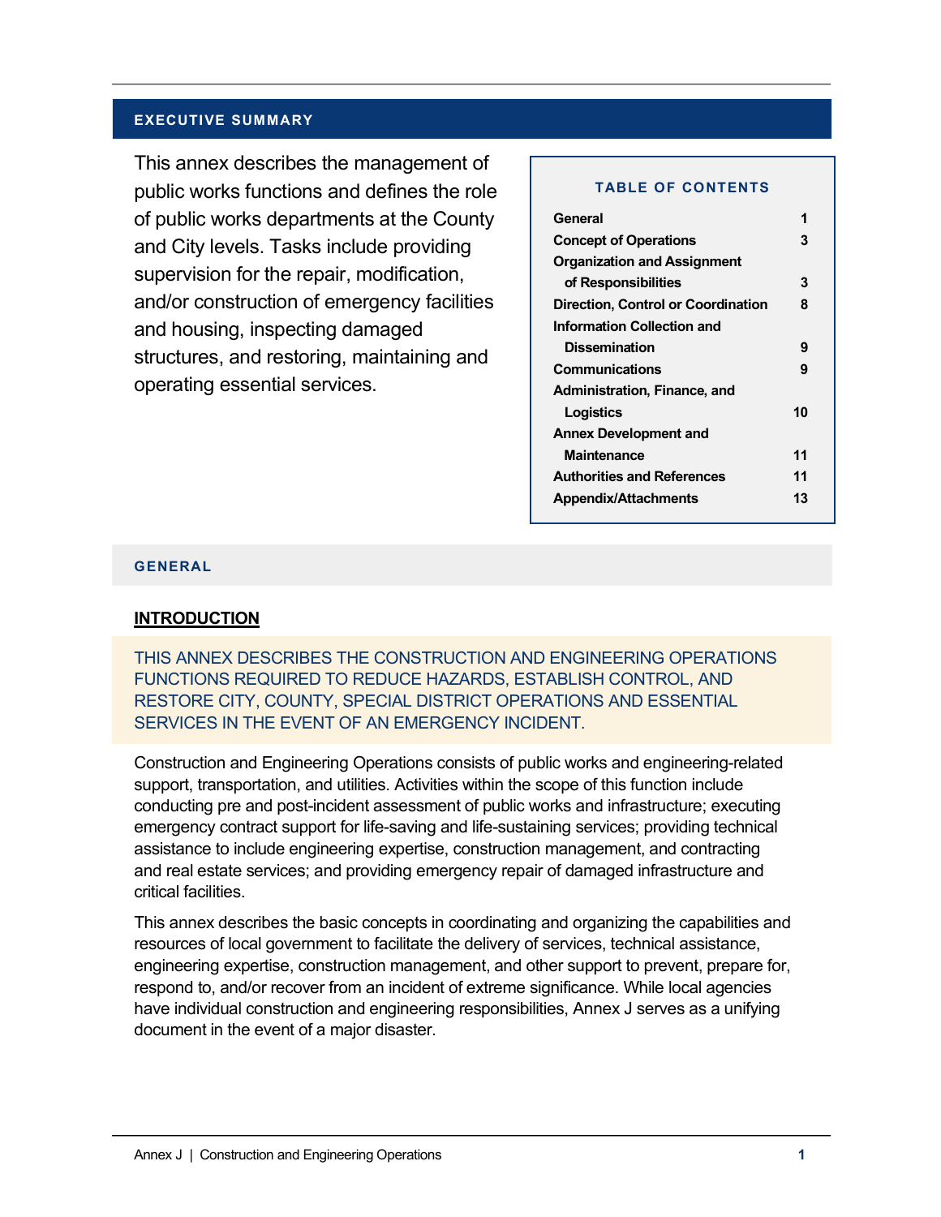## EXECUTIVE SUMMARY

This annex describes the management of public works functions and defines the role of public works departments at the County and City levels. Tasks include providing supervision for the repair, modification, and/or construction of emergency facilities and housing, inspecting damaged structures, and restoring, maintaining and operating essential services.

**TABLE OF CONTENTS**

| | |
|---|---|
| General | 1 |
| Concept of Operations | 3 |
| Organization and Assignment of Responsibilities | 3 |
| Direction, Control or Coordination | 8 |
| Information Collection and Dissemination | 9 |
| Communications | 9 |
| Administration, Finance, and Logistics | 10 |
| Annex Development and Maintenance | 11 |
| Authorities and References | 11 |
| Appendix/Attachments | 13 |

## GENERAL

### INTRODUCTION

THIS ANNEX DESCRIBES THE CONSTRUCTION AND ENGINEERING OPERATIONS FUNCTIONS REQUIRED TO REDUCE HAZARDS, ESTABLISH CONTROL, AND RESTORE CITY, COUNTY, SPECIAL DISTRICT OPERATIONS AND ESSENTIAL SERVICES IN THE EVENT OF AN EMERGENCY INCIDENT.

Construction and Engineering Operations consists of public works and engineering-related support, transportation, and utilities. Activities within the scope of this function include conducting pre and post-incident assessment of public works and infrastructure; executing emergency contract support for life-saving and life-sustaining services; providing technical assistance to include engineering expertise, construction management, and contracting and real estate services; and providing emergency repair of damaged infrastructure and critical facilities.

This annex describes the basic concepts in coordinating and organizing the capabilities and resources of local government to facilitate the delivery of services, technical assistance, engineering expertise, construction management, and other support to prevent, prepare for, respond to, and/or recover from an incident of extreme significance. While local agencies have individual construction and engineering responsibilities, Annex J serves as a unifying document in the event of a major disaster.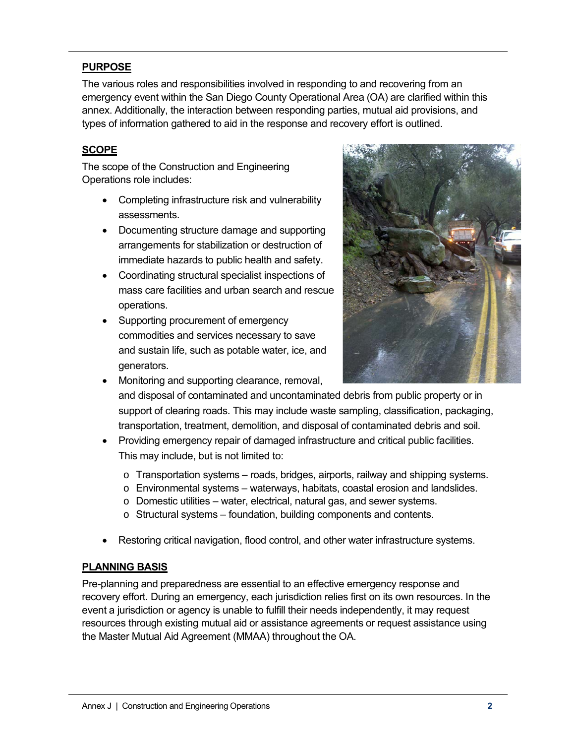**PURPOSE**

The various roles and responsibilities involved in responding to and recovering from an emergency event within the San Diego County Operational Area (OA) are clarified within this annex. Additionally, the interaction between responding parties, mutual aid provisions, and types of information gathered to aid in the response and recovery effort is outlined.

**SCOPE**

The scope of the Construction and Engineering Operations role includes:

- Completing infrastructure risk and vulnerability assessments.
- Documenting structure damage and supporting arrangements for stabilization or destruction of immediate hazards to public health and safety.
- Coordinating structural specialist inspections of mass care facilities and urban search and rescue operations.
- Supporting procurement of emergency commodities and services necessary to save and sustain life, such as potable water, ice, and generators.
- Monitoring and supporting clearance, removal, and disposal of contaminated and uncontaminated debris from public property or in support of clearing roads. This may include waste sampling, classification, packaging, transportation, treatment, demolition, and disposal of contaminated debris and soil.
- Providing emergency repair of damaged infrastructure and critical public facilities. This may include, but is not limited to:
  - Transportation systems – roads, bridges, airports, railway and shipping systems.
  - Environmental systems – waterways, habitats, coastal erosion and landslides.
  - Domestic utilities – water, electrical, natural gas, and sewer systems.
  - Structural systems – foundation, building components and contents.
- Restoring critical navigation, flood control, and other water infrastructure systems.

**PLANNING BASIS**

Pre-planning and preparedness are essential to an effective emergency response and recovery effort. During an emergency, each jurisdiction relies first on its own resources. In the event a jurisdiction or agency is unable to fulfill their needs independently, it may request resources through existing mutual aid or assistance agreements or request assistance using the Master Mutual Aid Agreement (MMAA) throughout the OA.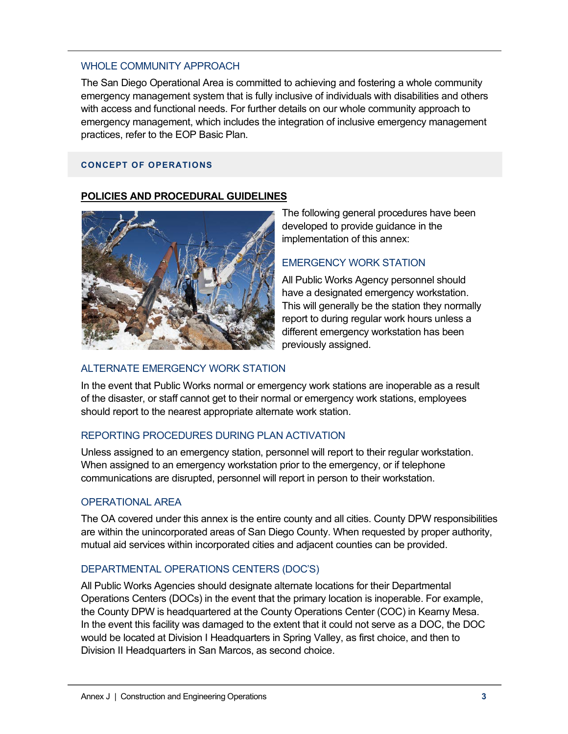### WHOLE COMMUNITY APPROACH

The San Diego Operational Area is committed to achieving and fostering a whole community emergency management system that is fully inclusive of individuals with disabilities and others with access and functional needs. For further details on our whole community approach to emergency management, which includes the integration of inclusive emergency management practices, refer to the EOP Basic Plan.

## CONCEPT OF OPERATIONS

### POLICIES AND PROCEDURAL GUIDELINES

The following general procedures have been developed to provide guidance in the implementation of this annex:

#### EMERGENCY WORK STATION

All Public Works Agency personnel should have a designated emergency workstation. This will generally be the station they normally report to during regular work hours unless a different emergency workstation has been previously assigned.

#### ALTERNATE EMERGENCY WORK STATION

In the event that Public Works normal or emergency work stations are inoperable as a result of the disaster, or staff cannot get to their normal or emergency work stations, employees should report to the nearest appropriate alternate work station.

#### REPORTING PROCEDURES DURING PLAN ACTIVATION

Unless assigned to an emergency station, personnel will report to their regular workstation. When assigned to an emergency workstation prior to the emergency, or if telephone communications are disrupted, personnel will report in person to their workstation.

#### OPERATIONAL AREA

The OA covered under this annex is the entire county and all cities. County DPW responsibilities are within the unincorporated areas of San Diego County. When requested by proper authority, mutual aid services within incorporated cities and adjacent counties can be provided.

#### DEPARTMENTAL OPERATIONS CENTERS (DOC'S)

All Public Works Agencies should designate alternate locations for their Departmental Operations Centers (DOCs) in the event that the primary location is inoperable. For example, the County DPW is headquartered at the County Operations Center (COC) in Kearny Mesa. In the event this facility was damaged to the extent that it could not serve as a DOC, the DOC would be located at Division I Headquarters in Spring Valley, as first choice, and then to Division II Headquarters in San Marcos, as second choice.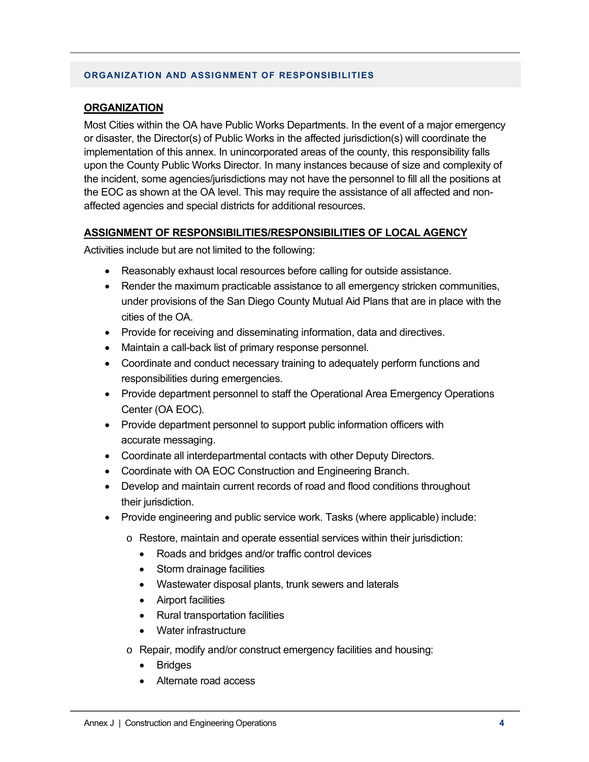## ORGANIZATION AND ASSIGNMENT OF RESPONSIBILITIES

### ORGANIZATION

Most Cities within the OA have Public Works Departments. In the event of a major emergency or disaster, the Director(s) of Public Works in the affected jurisdiction(s) will coordinate the implementation of this annex. In unincorporated areas of the county, this responsibility falls upon the County Public Works Director. In many instances because of size and complexity of the incident, some agencies/jurisdictions may not have the personnel to fill all the positions at the EOC as shown at the OA level. This may require the assistance of all affected and non-affected agencies and special districts for additional resources.

### ASSIGNMENT OF RESPONSIBILITIES/RESPONSIBILITIES OF LOCAL AGENCY

Activities include but are not limited to the following:

- Reasonably exhaust local resources before calling for outside assistance.
- Render the maximum practicable assistance to all emergency stricken communities, under provisions of the San Diego County Mutual Aid Plans that are in place with the cities of the OA.
- Provide for receiving and disseminating information, data and directives.
- Maintain a call-back list of primary response personnel.
- Coordinate and conduct necessary training to adequately perform functions and responsibilities during emergencies.
- Provide department personnel to staff the Operational Area Emergency Operations Center (OA EOC).
- Provide department personnel to support public information officers with accurate messaging.
- Coordinate all interdepartmental contacts with other Deputy Directors.
- Coordinate with OA EOC Construction and Engineering Branch.
- Develop and maintain current records of road and flood conditions throughout their jurisdiction.
- Provide engineering and public service work. Tasks (where applicable) include:
    - Restore, maintain and operate essential services within their jurisdiction:
        - Roads and bridges and/or traffic control devices
        - Storm drainage facilities
        - Wastewater disposal plants, trunk sewers and laterals
        - Airport facilities
        - Rural transportation facilities
        - Water infrastructure
    - Repair, modify and/or construct emergency facilities and housing:
        - Bridges
        - Alternate road access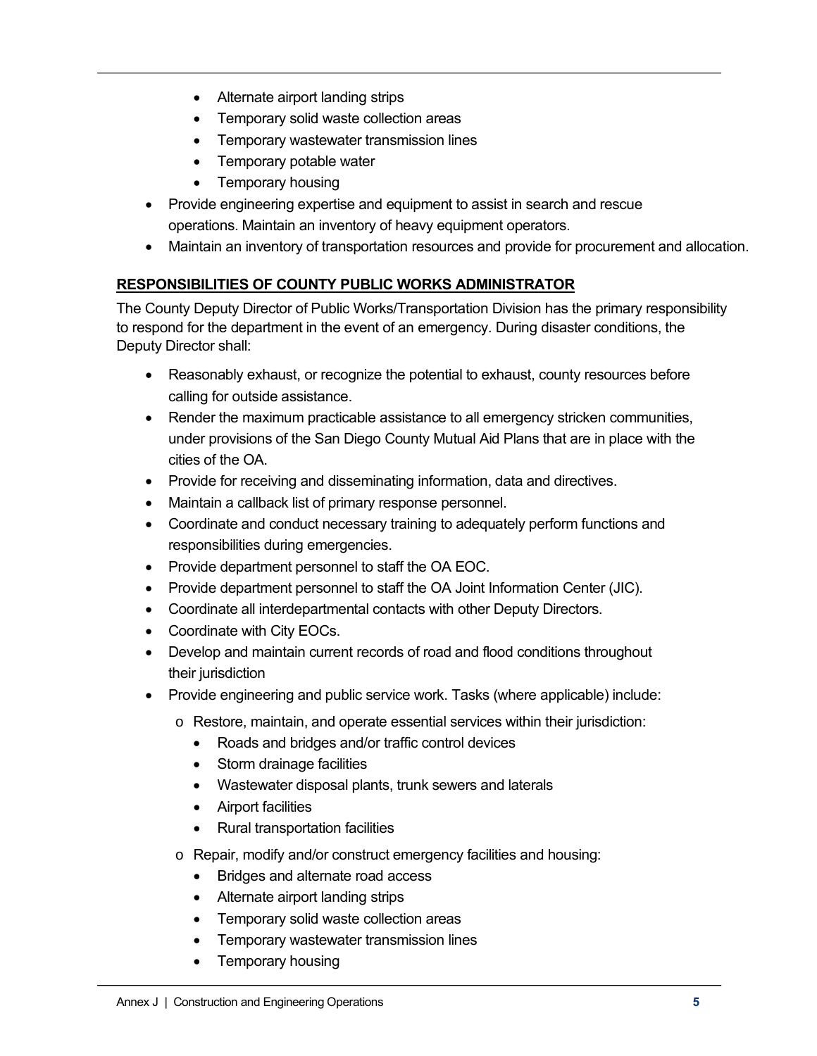- Alternate airport landing strips
  - Temporary solid waste collection areas
  - Temporary wastewater transmission lines
  - Temporary potable water
  - Temporary housing
- Provide engineering expertise and equipment to assist in search and rescue operations. Maintain an inventory of heavy equipment operators.
- Maintain an inventory of transportation resources and provide for procurement and allocation.

**RESPONSIBILITIES OF COUNTY PUBLIC WORKS ADMINISTRATOR**

The County Deputy Director of Public Works/Transportation Division has the primary responsibility to respond for the department in the event of an emergency. During disaster conditions, the Deputy Director shall:

- Reasonably exhaust, or recognize the potential to exhaust, county resources before calling for outside assistance.
- Render the maximum practicable assistance to all emergency stricken communities, under provisions of the San Diego County Mutual Aid Plans that are in place with the cities of the OA.
- Provide for receiving and disseminating information, data and directives.
- Maintain a callback list of primary response personnel.
- Coordinate and conduct necessary training to adequately perform functions and responsibilities during emergencies.
- Provide department personnel to staff the OA EOC.
- Provide department personnel to staff the OA Joint Information Center (JIC).
- Coordinate all interdepartmental contacts with other Deputy Directors.
- Coordinate with City EOCs.
- Develop and maintain current records of road and flood conditions throughout their jurisdiction
- Provide engineering and public service work. Tasks (where applicable) include:
  - Restore, maintain, and operate essential services within their jurisdiction:
    - Roads and bridges and/or traffic control devices
    - Storm drainage facilities
    - Wastewater disposal plants, trunk sewers and laterals
    - Airport facilities
    - Rural transportation facilities
  - Repair, modify and/or construct emergency facilities and housing:
    - Bridges and alternate road access
    - Alternate airport landing strips
    - Temporary solid waste collection areas
    - Temporary wastewater transmission lines
    - Temporary housing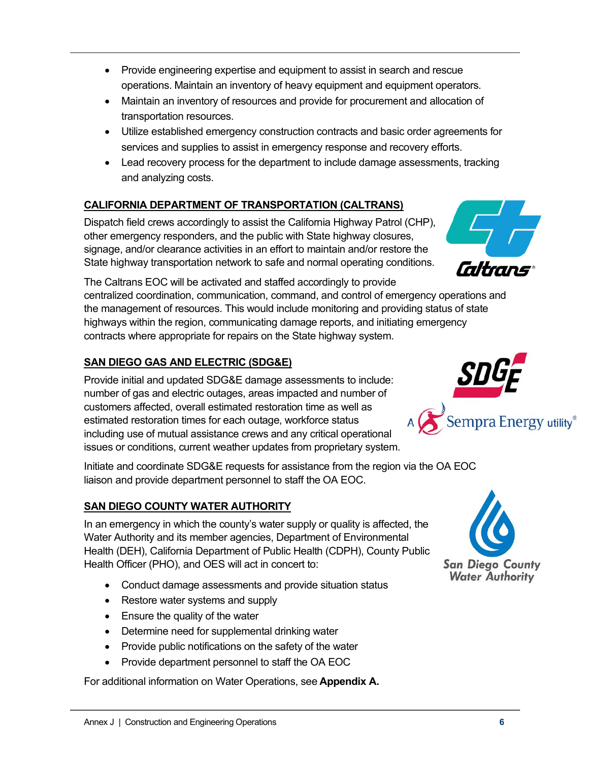- Provide engineering expertise and equipment to assist in search and rescue operations. Maintain an inventory of heavy equipment and equipment operators.
- Maintain an inventory of resources and provide for procurement and allocation of transportation resources.
- Utilize established emergency construction contracts and basic order agreements for services and supplies to assist in emergency response and recovery efforts.
- Lead recovery process for the department to include damage assessments, tracking and analyzing costs.

## CALIFORNIA DEPARTMENT OF TRANSPORTATION (CALTRANS)

Dispatch field crews accordingly to assist the California Highway Patrol (CHP), other emergency responders, and the public with State highway closures, signage, and/or clearance activities in an effort to maintain and/or restore the State highway transportation network to safe and normal operating conditions.

The Caltrans EOC will be activated and staffed accordingly to provide centralized coordination, communication, command, and control of emergency operations and the management of resources. This would include monitoring and providing status of state highways within the region, communicating damage reports, and initiating emergency contracts where appropriate for repairs on the State highway system.

## SAN DIEGO GAS AND ELECTRIC (SDG&E)

Provide initial and updated SDG&E damage assessments to include: number of gas and electric outages, areas impacted and number of customers affected, overall estimated restoration time as well as estimated restoration times for each outage, workforce status including use of mutual assistance crews and any critical operational issues or conditions, current weather updates from proprietary system.

Initiate and coordinate SDG&E requests for assistance from the region via the OA EOC liaison and provide department personnel to staff the OA EOC.

## SAN DIEGO COUNTY WATER AUTHORITY

In an emergency in which the county's water supply or quality is affected, the Water Authority and its member agencies, Department of Environmental Health (DEH), California Department of Public Health (CDPH), County Public Health Officer (PHO), and OES will act in concert to:

- Conduct damage assessments and provide situation status
- Restore water systems and supply
- Ensure the quality of the water
- Determine need for supplemental drinking water
- Provide public notifications on the safety of the water
- Provide department personnel to staff the OA EOC

For additional information on Water Operations, see **Appendix A.**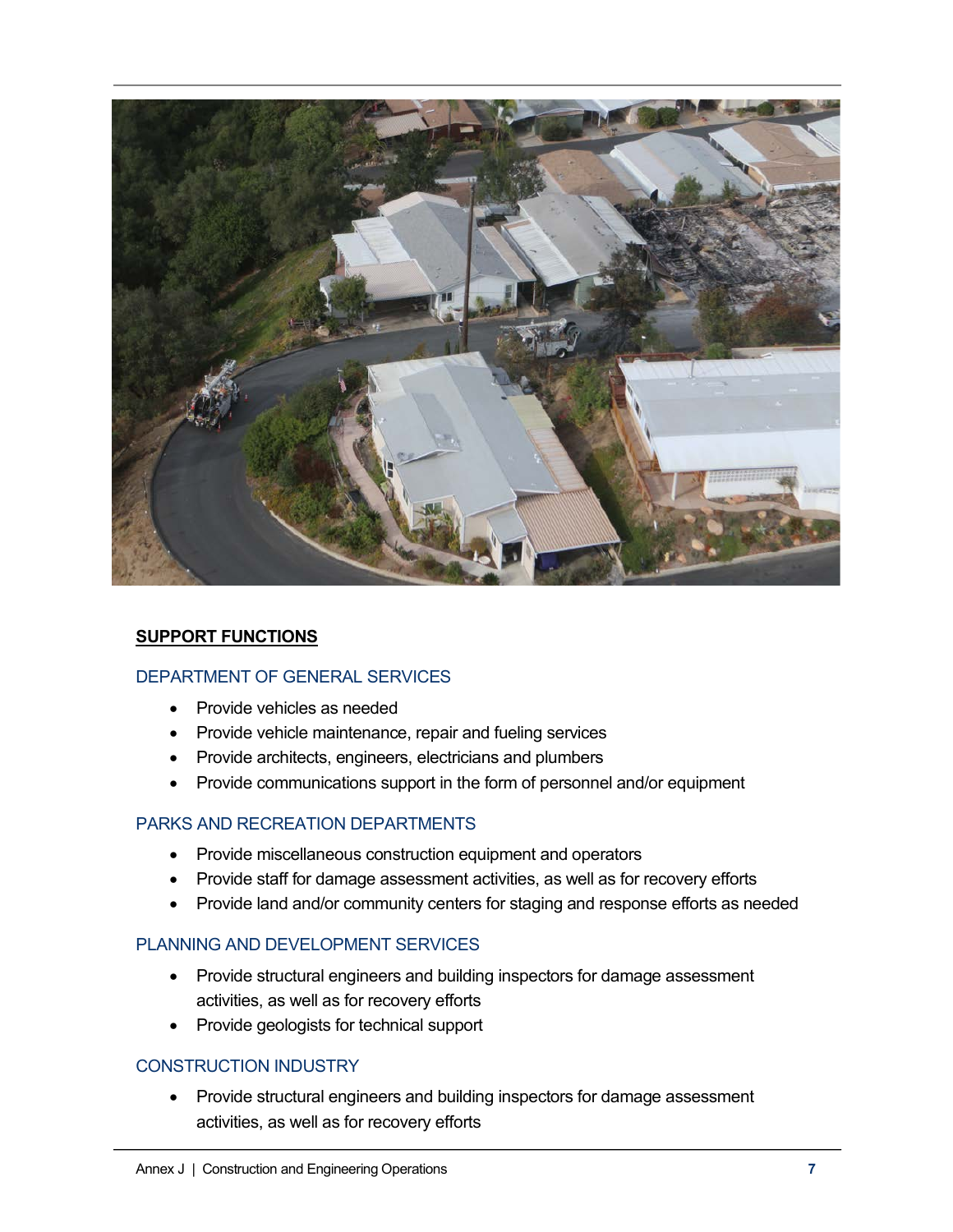## SUPPORT FUNCTIONS

### DEPARTMENT OF GENERAL SERVICES

- Provide vehicles as needed
- Provide vehicle maintenance, repair and fueling services
- Provide architects, engineers, electricians and plumbers
- Provide communications support in the form of personnel and/or equipment

### PARKS AND RECREATION DEPARTMENTS

- Provide miscellaneous construction equipment and operators
- Provide staff for damage assessment activities, as well as for recovery efforts
- Provide land and/or community centers for staging and response efforts as needed

### PLANNING AND DEVELOPMENT SERVICES

- Provide structural engineers and building inspectors for damage assessment activities, as well as for recovery efforts
- Provide geologists for technical support

### CONSTRUCTION INDUSTRY

- Provide structural engineers and building inspectors for damage assessment activities, as well as for recovery efforts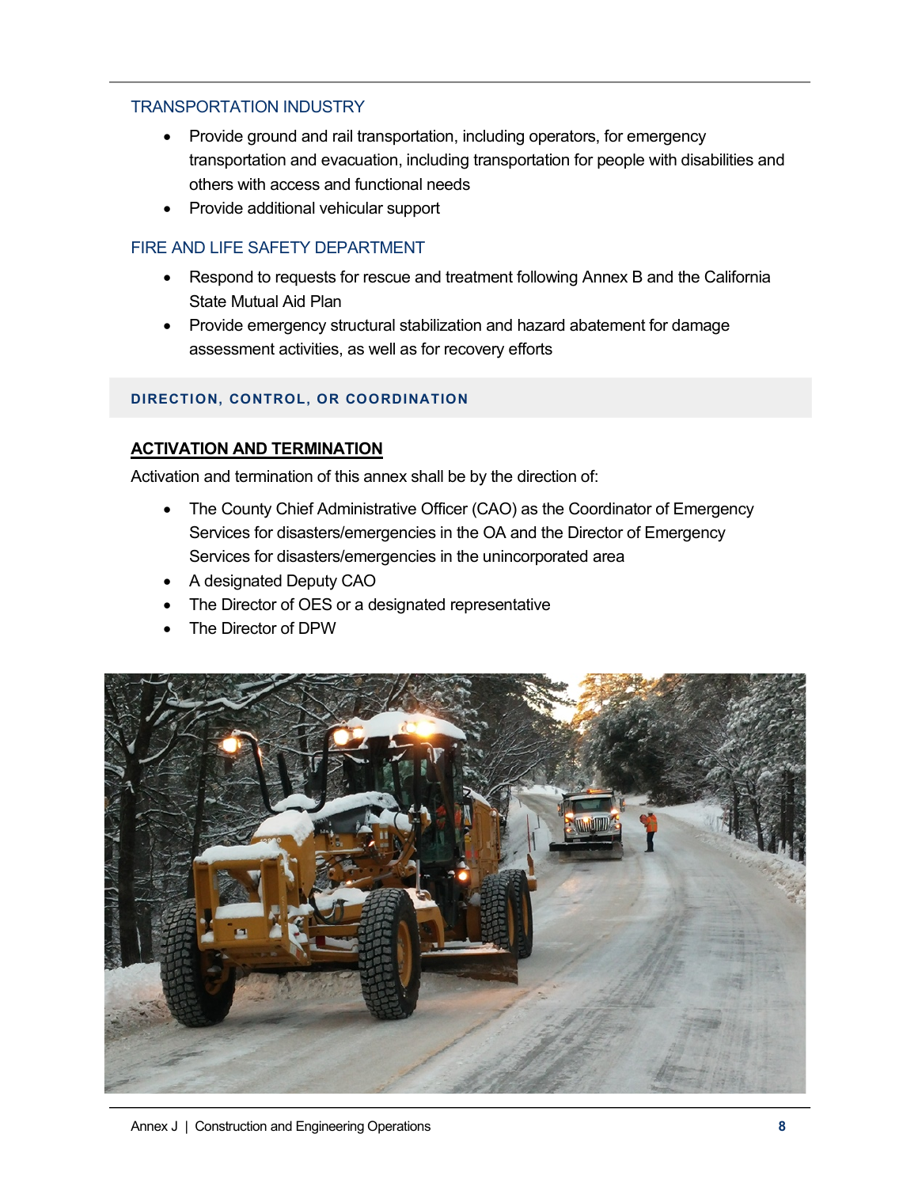### TRANSPORTATION INDUSTRY

- Provide ground and rail transportation, including operators, for emergency transportation and evacuation, including transportation for people with disabilities and others with access and functional needs
- Provide additional vehicular support

### FIRE AND LIFE SAFETY DEPARTMENT

- Respond to requests for rescue and treatment following Annex B and the California State Mutual Aid Plan
- Provide emergency structural stabilization and hazard abatement for damage assessment activities, as well as for recovery efforts

## DIRECTION, CONTROL, OR COORDINATION

### ACTIVATION AND TERMINATION

Activation and termination of this annex shall be by the direction of:

- The County Chief Administrative Officer (CAO) as the Coordinator of Emergency Services for disasters/emergencies in the OA and the Director of Emergency Services for disasters/emergencies in the unincorporated area
- A designated Deputy CAO
- The Director of OES or a designated representative
- The Director of DPW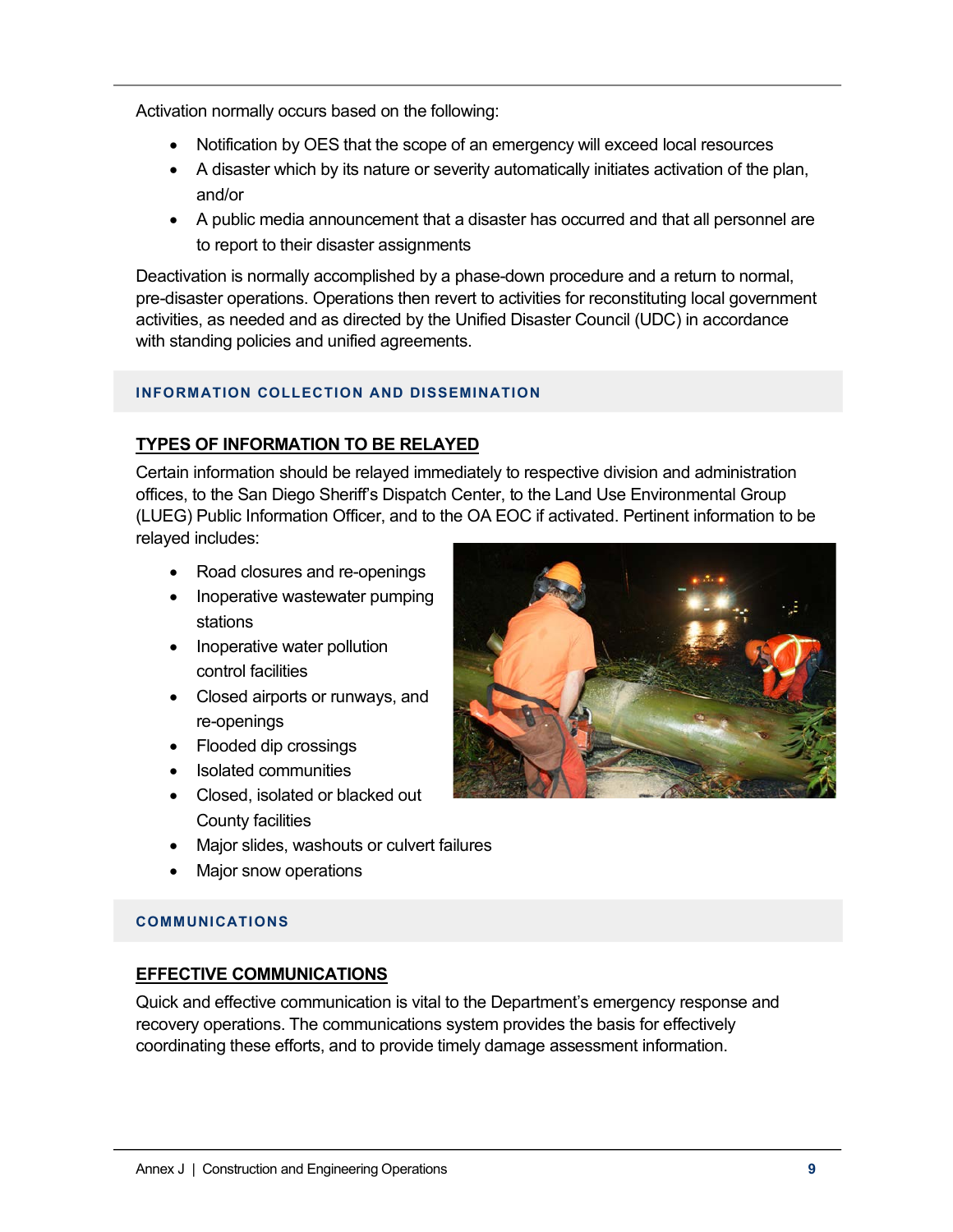Activation normally occurs based on the following:

- Notification by OES that the scope of an emergency will exceed local resources
- A disaster which by its nature or severity automatically initiates activation of the plan, and/or
- A public media announcement that a disaster has occurred and that all personnel are to report to their disaster assignments

Deactivation is normally accomplished by a phase-down procedure and a return to normal, pre-disaster operations. Operations then revert to activities for reconstituting local government activities, as needed and as directed by the Unified Disaster Council (UDC) in accordance with standing policies and unified agreements.

## INFORMATION COLLECTION AND DISSEMINATION

### TYPES OF INFORMATION TO BE RELAYED

Certain information should be relayed immediately to respective division and administration offices, to the San Diego Sheriff's Dispatch Center, to the Land Use Environmental Group (LUEG) Public Information Officer, and to the OA EOC if activated. Pertinent information to be relayed includes:

- Road closures and re-openings
- Inoperative wastewater pumping stations
- Inoperative water pollution control facilities
- Closed airports or runways, and re-openings
- Flooded dip crossings
- Isolated communities
- Closed, isolated or blacked out County facilities
- Major slides, washouts or culvert failures
- Major snow operations

## COMMUNICATIONS

### EFFECTIVE COMMUNICATIONS

Quick and effective communication is vital to the Department's emergency response and recovery operations. The communications system provides the basis for effectively coordinating these efforts, and to provide timely damage assessment information.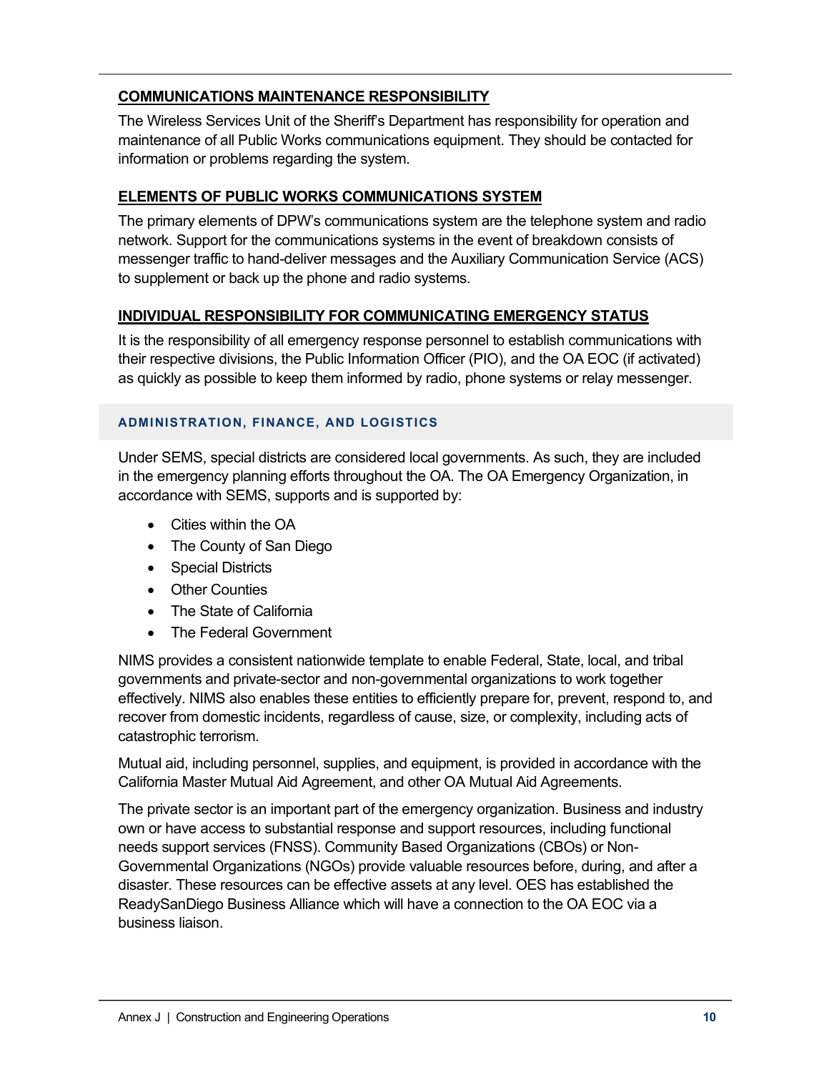### COMMUNICATIONS MAINTENANCE RESPONSIBILITY

The Wireless Services Unit of the Sheriff's Department has responsibility for operation and maintenance of all Public Works communications equipment. They should be contacted for information or problems regarding the system.

### ELEMENTS OF PUBLIC WORKS COMMUNICATIONS SYSTEM

The primary elements of DPW's communications system are the telephone system and radio network. Support for the communications systems in the event of breakdown consists of messenger traffic to hand-deliver messages and the Auxiliary Communication Service (ACS) to supplement or back up the phone and radio systems.

### INDIVIDUAL RESPONSIBILITY FOR COMMUNICATING EMERGENCY STATUS

It is the responsibility of all emergency response personnel to establish communications with their respective divisions, the Public Information Officer (PIO), and the OA EOC (if activated) as quickly as possible to keep them informed by radio, phone systems or relay messenger.

## ADMINISTRATION, FINANCE, AND LOGISTICS

Under SEMS, special districts are considered local governments. As such, they are included in the emergency planning efforts throughout the OA. The OA Emergency Organization, in accordance with SEMS, supports and is supported by:

- Cities within the OA
- The County of San Diego
- Special Districts
- Other Counties
- The State of California
- The Federal Government

NIMS provides a consistent nationwide template to enable Federal, State, local, and tribal governments and private-sector and non-governmental organizations to work together effectively. NIMS also enables these entities to efficiently prepare for, prevent, respond to, and recover from domestic incidents, regardless of cause, size, or complexity, including acts of catastrophic terrorism.

Mutual aid, including personnel, supplies, and equipment, is provided in accordance with the California Master Mutual Aid Agreement, and other OA Mutual Aid Agreements.

The private sector is an important part of the emergency organization. Business and industry own or have access to substantial response and support resources, including functional needs support services (FNSS). Community Based Organizations (CBOs) or Non-Governmental Organizations (NGOs) provide valuable resources before, during, and after a disaster. These resources can be effective assets at any level. OES has established the ReadySanDiego Business Alliance which will have a connection to the OA EOC via a business liaison.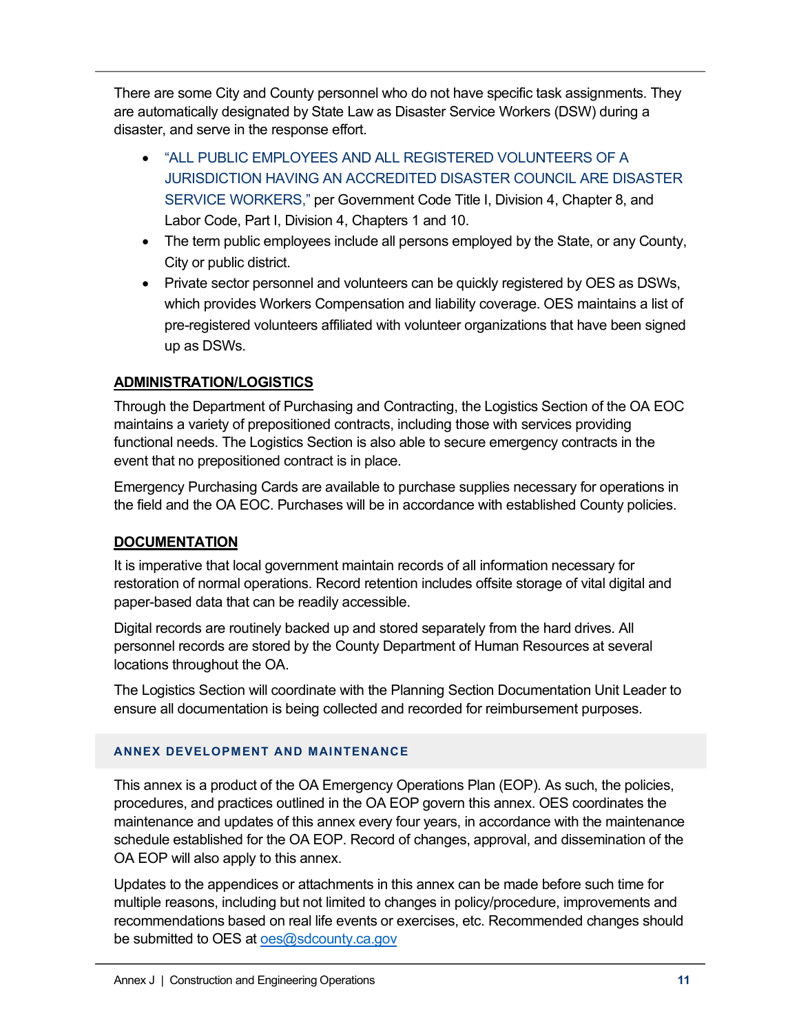There are some City and County personnel who do not have specific task assignments. They are automatically designated by State Law as Disaster Service Workers (DSW) during a disaster, and serve in the response effort.

- "ALL PUBLIC EMPLOYEES AND ALL REGISTERED VOLUNTEERS OF A JURISDICTION HAVING AN ACCREDITED DISASTER COUNCIL ARE DISASTER SERVICE WORKERS," per Government Code Title I, Division 4, Chapter 8, and Labor Code, Part I, Division 4, Chapters 1 and 10.
- The term public employees include all persons employed by the State, or any County, City or public district.
- Private sector personnel and volunteers can be quickly registered by OES as DSWs, which provides Workers Compensation and liability coverage. OES maintains a list of pre-registered volunteers affiliated with volunteer organizations that have been signed up as DSWs.

### ADMINISTRATION/LOGISTICS

Through the Department of Purchasing and Contracting, the Logistics Section of the OA EOC maintains a variety of prepositioned contracts, including those with services providing functional needs. The Logistics Section is also able to secure emergency contracts in the event that no prepositioned contract is in place.

Emergency Purchasing Cards are available to purchase supplies necessary for operations in the field and the OA EOC. Purchases will be in accordance with established County policies.

### DOCUMENTATION

It is imperative that local government maintain records of all information necessary for restoration of normal operations. Record retention includes offsite storage of vital digital and paper-based data that can be readily accessible.

Digital records are routinely backed up and stored separately from the hard drives. All personnel records are stored by the County Department of Human Resources at several locations throughout the OA.

The Logistics Section will coordinate with the Planning Section Documentation Unit Leader to ensure all documentation is being collected and recorded for reimbursement purposes.

## ANNEX DEVELOPMENT AND MAINTENANCE

This annex is a product of the OA Emergency Operations Plan (EOP). As such, the policies, procedures, and practices outlined in the OA EOP govern this annex. OES coordinates the maintenance and updates of this annex every four years, in accordance with the maintenance schedule established for the OA EOP. Record of changes, approval, and dissemination of the OA EOP will also apply to this annex.

Updates to the appendices or attachments in this annex can be made before such time for multiple reasons, including but not limited to changes in policy/procedure, improvements and recommendations based on real life events or exercises, etc. Recommended changes should be submitted to OES at oes@sdcounty.ca.gov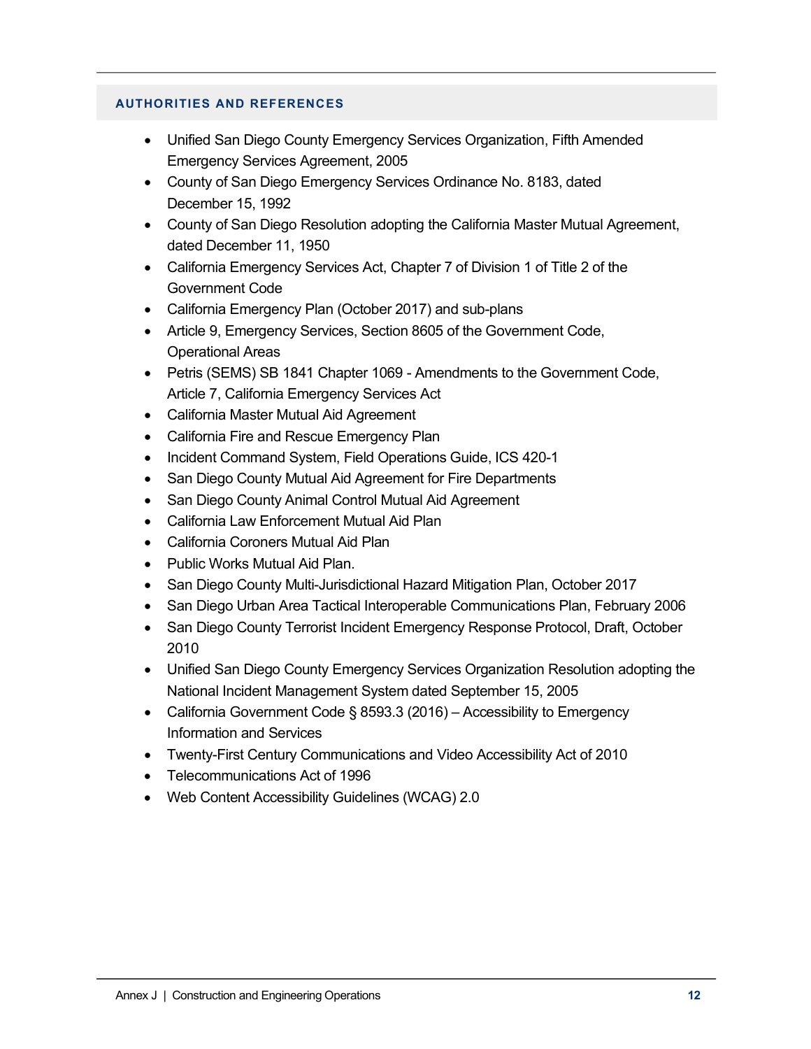## AUTHORITIES AND REFERENCES

- Unified San Diego County Emergency Services Organization, Fifth Amended Emergency Services Agreement, 2005
- County of San Diego Emergency Services Ordinance No. 8183, dated December 15, 1992
- County of San Diego Resolution adopting the California Master Mutual Agreement, dated December 11, 1950
- California Emergency Services Act, Chapter 7 of Division 1 of Title 2 of the Government Code
- California Emergency Plan (October 2017) and sub-plans
- Article 9, Emergency Services, Section 8605 of the Government Code, Operational Areas
- Petris (SEMS) SB 1841 Chapter 1069 - Amendments to the Government Code, Article 7, California Emergency Services Act
- California Master Mutual Aid Agreement
- California Fire and Rescue Emergency Plan
- Incident Command System, Field Operations Guide, ICS 420-1
- San Diego County Mutual Aid Agreement for Fire Departments
- San Diego County Animal Control Mutual Aid Agreement
- California Law Enforcement Mutual Aid Plan
- California Coroners Mutual Aid Plan
- Public Works Mutual Aid Plan.
- San Diego County Multi-Jurisdictional Hazard Mitigation Plan, October 2017
- San Diego Urban Area Tactical Interoperable Communications Plan, February 2006
- San Diego County Terrorist Incident Emergency Response Protocol, Draft, October 2010
- Unified San Diego County Emergency Services Organization Resolution adopting the National Incident Management System dated September 15, 2005
- California Government Code § 8593.3 (2016) – Accessibility to Emergency Information and Services
- Twenty-First Century Communications and Video Accessibility Act of 2010
- Telecommunications Act of 1996
- Web Content Accessibility Guidelines (WCAG) 2.0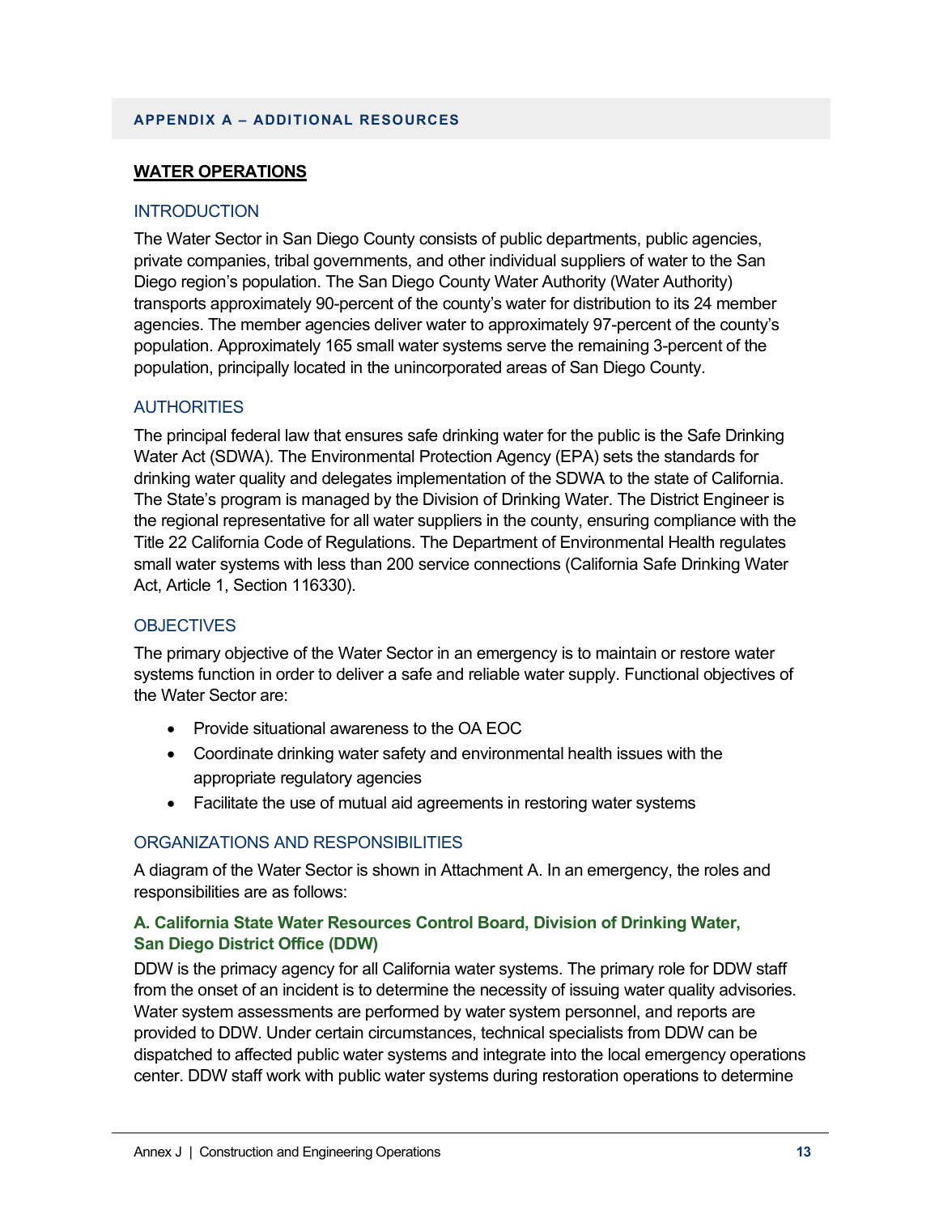## APPENDIX A – ADDITIONAL RESOURCES

### WATER OPERATIONS

#### INTRODUCTION

The Water Sector in San Diego County consists of public departments, public agencies, private companies, tribal governments, and other individual suppliers of water to the San Diego region's population. The San Diego County Water Authority (Water Authority) transports approximately 90-percent of the county's water for distribution to its 24 member agencies. The member agencies deliver water to approximately 97-percent of the county's population. Approximately 165 small water systems serve the remaining 3-percent of the population, principally located in the unincorporated areas of San Diego County.

#### AUTHORITIES

The principal federal law that ensures safe drinking water for the public is the Safe Drinking Water Act (SDWA). The Environmental Protection Agency (EPA) sets the standards for drinking water quality and delegates implementation of the SDWA to the state of California. The State's program is managed by the Division of Drinking Water. The District Engineer is the regional representative for all water suppliers in the county, ensuring compliance with the Title 22 California Code of Regulations. The Department of Environmental Health regulates small water systems with less than 200 service connections (California Safe Drinking Water Act, Article 1, Section 116330).

#### OBJECTIVES

The primary objective of the Water Sector in an emergency is to maintain or restore water systems function in order to deliver a safe and reliable water supply. Functional objectives of the Water Sector are:

- Provide situational awareness to the OA EOC
- Coordinate drinking water safety and environmental health issues with the appropriate regulatory agencies
- Facilitate the use of mutual aid agreements in restoring water systems

#### ORGANIZATIONS AND RESPONSIBILITIES

A diagram of the Water Sector is shown in Attachment A. In an emergency, the roles and responsibilities are as follows:

**A. California State Water Resources Control Board, Division of Drinking Water, San Diego District Office (DDW)**

DDW is the primacy agency for all California water systems. The primary role for DDW staff from the onset of an incident is to determine the necessity of issuing water quality advisories. Water system assessments are performed by water system personnel, and reports are provided to DDW. Under certain circumstances, technical specialists from DDW can be dispatched to affected public water systems and integrate into the local emergency operations center. DDW staff work with public water systems during restoration operations to determine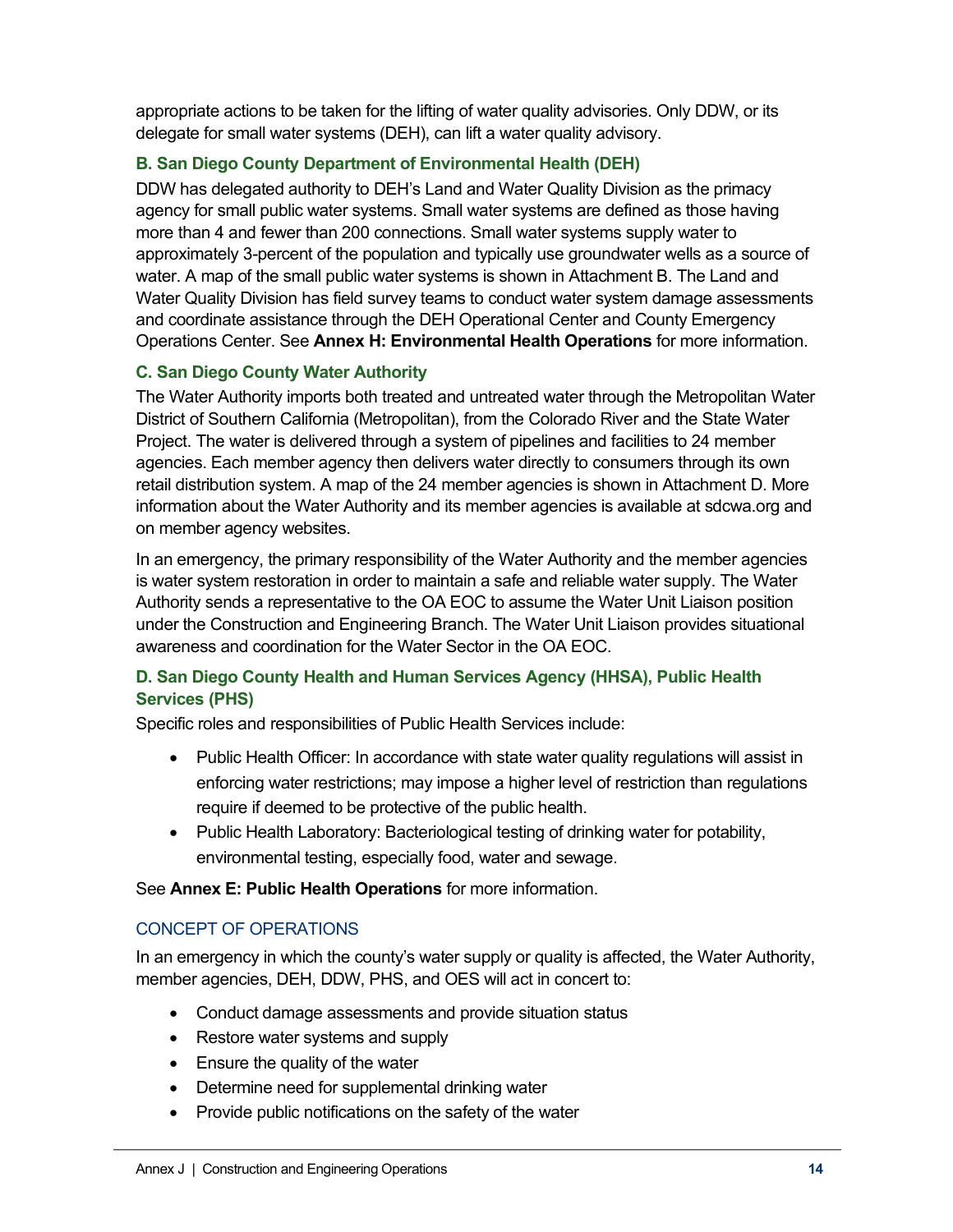appropriate actions to be taken for the lifting of water quality advisories. Only DDW, or its delegate for small water systems (DEH), can lift a water quality advisory.

### B. San Diego County Department of Environmental Health (DEH)

DDW has delegated authority to DEH's Land and Water Quality Division as the primacy agency for small public water systems. Small water systems are defined as those having more than 4 and fewer than 200 connections. Small water systems supply water to approximately 3-percent of the population and typically use groundwater wells as a source of water. A map of the small public water systems is shown in Attachment B. The Land and Water Quality Division has field survey teams to conduct water system damage assessments and coordinate assistance through the DEH Operational Center and County Emergency Operations Center. See **Annex H: Environmental Health Operations** for more information.

### C. San Diego County Water Authority

The Water Authority imports both treated and untreated water through the Metropolitan Water District of Southern California (Metropolitan), from the Colorado River and the State Water Project. The water is delivered through a system of pipelines and facilities to 24 member agencies. Each member agency then delivers water directly to consumers through its own retail distribution system. A map of the 24 member agencies is shown in Attachment D. More information about the Water Authority and its member agencies is available at sdcwa.org and on member agency websites.

In an emergency, the primary responsibility of the Water Authority and the member agencies is water system restoration in order to maintain a safe and reliable water supply. The Water Authority sends a representative to the OA EOC to assume the Water Unit Liaison position under the Construction and Engineering Branch. The Water Unit Liaison provides situational awareness and coordination for the Water Sector in the OA EOC.

### D. San Diego County Health and Human Services Agency (HHSA), Public Health Services (PHS)

Specific roles and responsibilities of Public Health Services include:

- Public Health Officer: In accordance with state water quality regulations will assist in enforcing water restrictions; may impose a higher level of restriction than regulations require if deemed to be protective of the public health.
- Public Health Laboratory: Bacteriological testing of drinking water for potability, environmental testing, especially food, water and sewage.

See **Annex E: Public Health Operations** for more information.

## CONCEPT OF OPERATIONS

In an emergency in which the county's water supply or quality is affected, the Water Authority, member agencies, DEH, DDW, PHS, and OES will act in concert to:

- Conduct damage assessments and provide situation status
- Restore water systems and supply
- Ensure the quality of the water
- Determine need for supplemental drinking water
- Provide public notifications on the safety of the water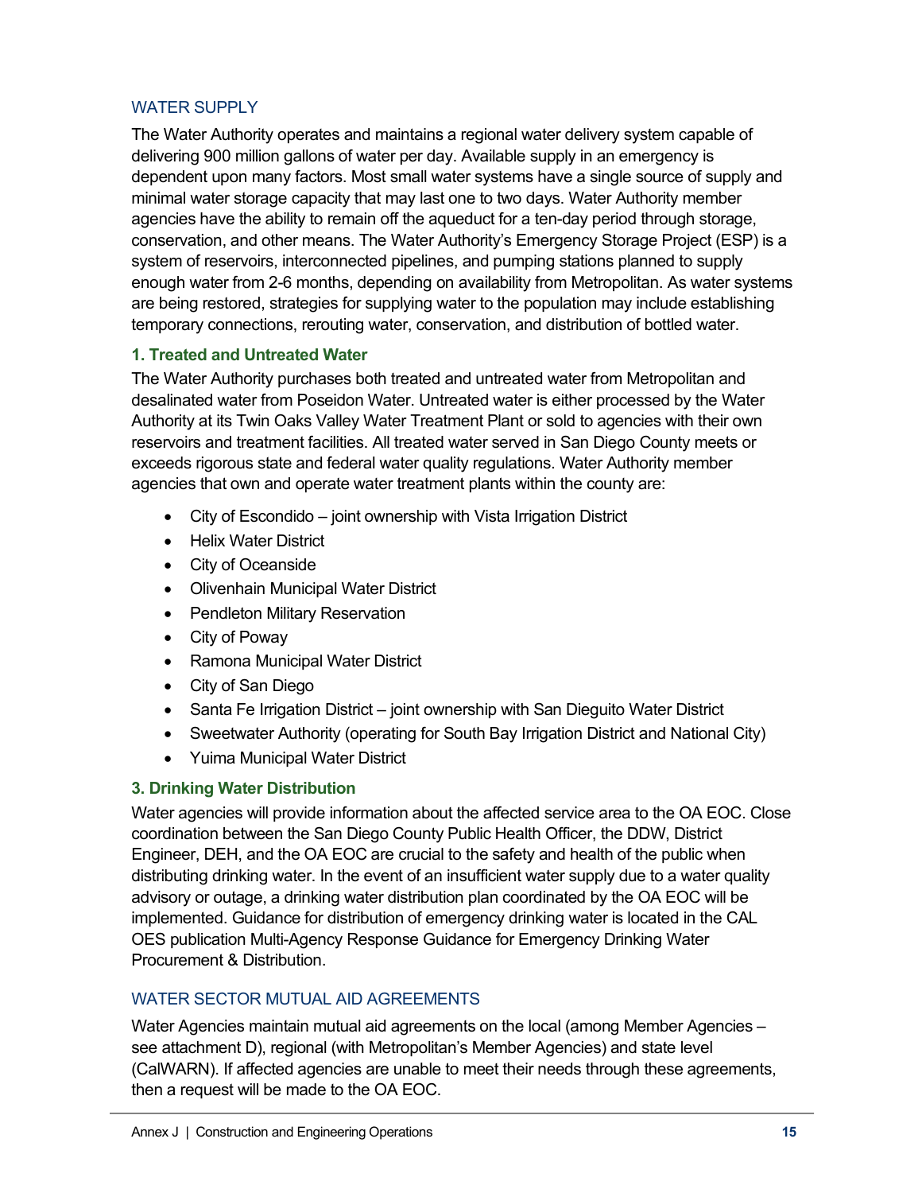## WATER SUPPLY

The Water Authority operates and maintains a regional water delivery system capable of delivering 900 million gallons of water per day. Available supply in an emergency is dependent upon many factors. Most small water systems have a single source of supply and minimal water storage capacity that may last one to two days. Water Authority member agencies have the ability to remain off the aqueduct for a ten-day period through storage, conservation, and other means. The Water Authority's Emergency Storage Project (ESP) is a system of reservoirs, interconnected pipelines, and pumping stations planned to supply enough water from 2-6 months, depending on availability from Metropolitan. As water systems are being restored, strategies for supplying water to the population may include establishing temporary connections, rerouting water, conservation, and distribution of bottled water.

### 1. Treated and Untreated Water

The Water Authority purchases both treated and untreated water from Metropolitan and desalinated water from Poseidon Water. Untreated water is either processed by the Water Authority at its Twin Oaks Valley Water Treatment Plant or sold to agencies with their own reservoirs and treatment facilities. All treated water served in San Diego County meets or exceeds rigorous state and federal water quality regulations. Water Authority member agencies that own and operate water treatment plants within the county are:

- City of Escondido – joint ownership with Vista Irrigation District
- Helix Water District
- City of Oceanside
- Olivenhain Municipal Water District
- Pendleton Military Reservation
- City of Poway
- Ramona Municipal Water District
- City of San Diego
- Santa Fe Irrigation District – joint ownership with San Dieguito Water District
- Sweetwater Authority (operating for South Bay Irrigation District and National City)
- Yuima Municipal Water District

### 3. Drinking Water Distribution

Water agencies will provide information about the affected service area to the OA EOC. Close coordination between the San Diego County Public Health Officer, the DDW, District Engineer, DEH, and the OA EOC are crucial to the safety and health of the public when distributing drinking water. In the event of an insufficient water supply due to a water quality advisory or outage, a drinking water distribution plan coordinated by the OA EOC will be implemented. Guidance for distribution of emergency drinking water is located in the CAL OES publication Multi-Agency Response Guidance for Emergency Drinking Water Procurement & Distribution.

## WATER SECTOR MUTUAL AID AGREEMENTS

Water Agencies maintain mutual aid agreements on the local (among Member Agencies – see attachment D), regional (with Metropolitan's Member Agencies) and state level (CalWARN). If affected agencies are unable to meet their needs through these agreements, then a request will be made to the OA EOC.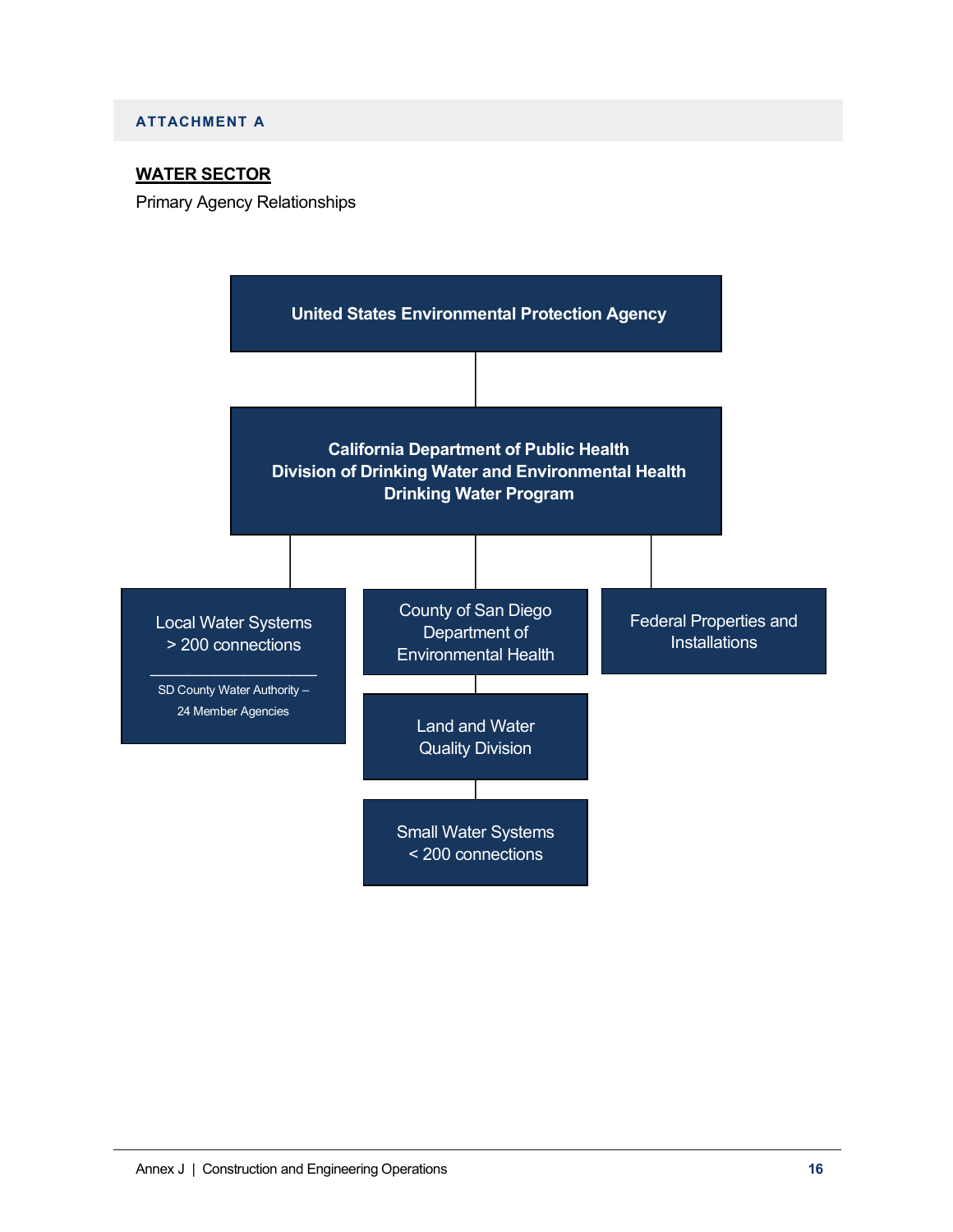ATTACHMENT A

## WATER SECTOR

Primary Agency Relationships

**United States Environmental Protection Agency**

**California Department of Public Health**
**Division of Drinking Water and Environmental Health**
**Drinking Water Program**

Local Water Systems
> 200 connections

SD County Water Authority –
24 Member Agencies

County of San Diego
Department of
Environmental Health

Land and Water
Quality Division

Small Water Systems
< 200 connections

Federal Properties and
Installations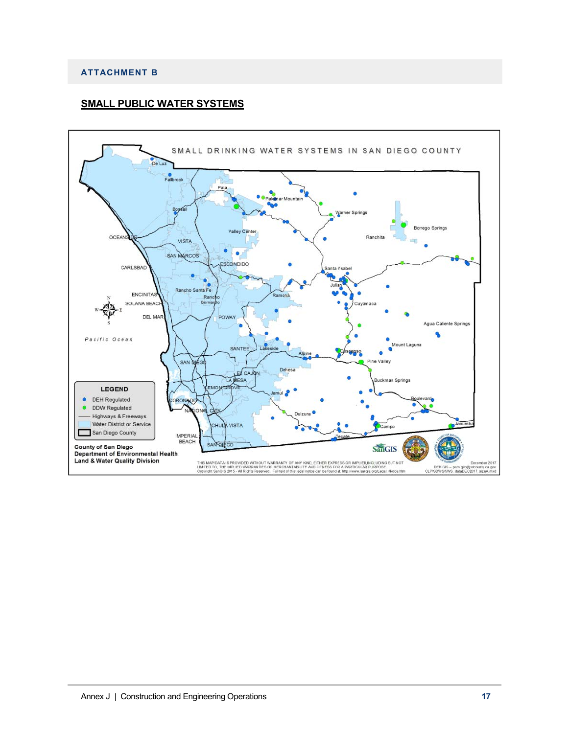**ATTACHMENT B**

## SMALL PUBLIC WATER SYSTEMS

SMALL DRINKING WATER SYSTEMS IN SAN DIEGO COUNTY

**LEGEND**

- DEH Regulated
- DDW Regulated
- Highways & Freeways
- Water District or Service
- San Diego County

**County of San Diego**
**Department of Environmental Health**
**Land & Water Quality Division**

THIS MAP/DATA IS PROVIDED WITHOUT WARRANTY OF ANY KIND, EITHER EXPRESS OR IMPLIED,INCLUDING BUT NOT LIMITED TO, THE IMPLIED WARRANTIES OF MERCHANTABILITY AND FITNESS FOR A PARTICULAR PURPOSE. Copyright SanGIS 2015 - All Rights Reserved. Full text of this legal notice can be found at: http://www.sangis.org/Legal_Notice.htm

December 2017
DEH GIS – pam.gilb@sdcounty.ca.gov
CLP/SDWS/SWS_dataDEC2017_sizeA.mxd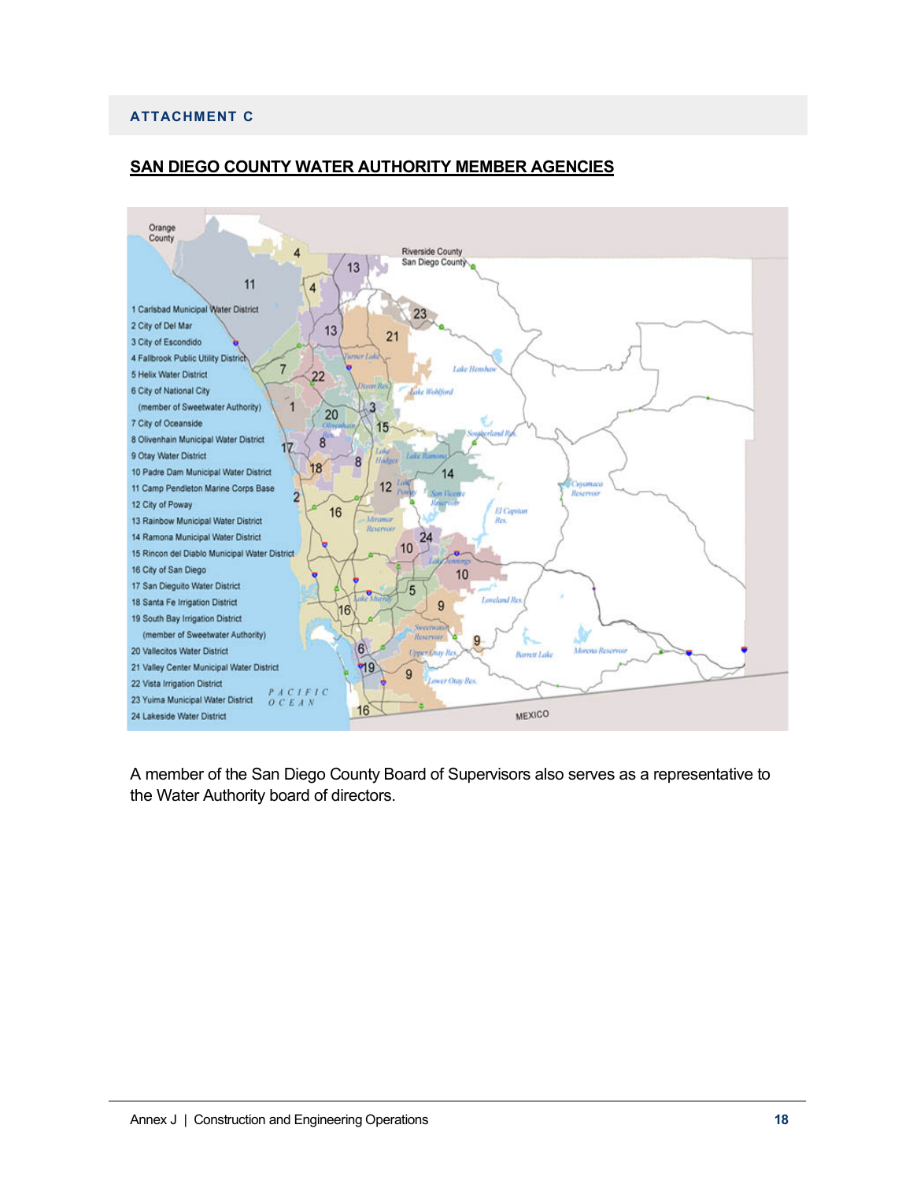ATTACHMENT C

## SAN DIEGO COUNTY WATER AUTHORITY MEMBER AGENCIES

1 Carlsbad Municipal Water District
2 City of Del Mar
3 City of Escondido
4 Fallbrook Public Utility District
5 Helix Water District
6 City of National City (member of Sweetwater Authority)
7 City of Oceanside
8 Olivenhain Municipal Water District
9 Otay Water District
10 Padre Dam Municipal Water District
11 Camp Pendleton Marine Corps Base
12 City of Poway
13 Rainbow Municipal Water District
14 Ramona Municipal Water District
15 Rincon del Diablo Municipal Water District
16 City of San Diego
17 San Dieguito Water District
18 Santa Fe Irrigation District
19 South Bay Irrigation District (member of Sweetwater Authority)
20 Vallecitos Water District
21 Valley Center Municipal Water District
22 Vista Irrigation District
23 Yuima Municipal Water District
24 Lakeside Water District

A member of the San Diego County Board of Supervisors also serves as a representative to the Water Authority board of directors.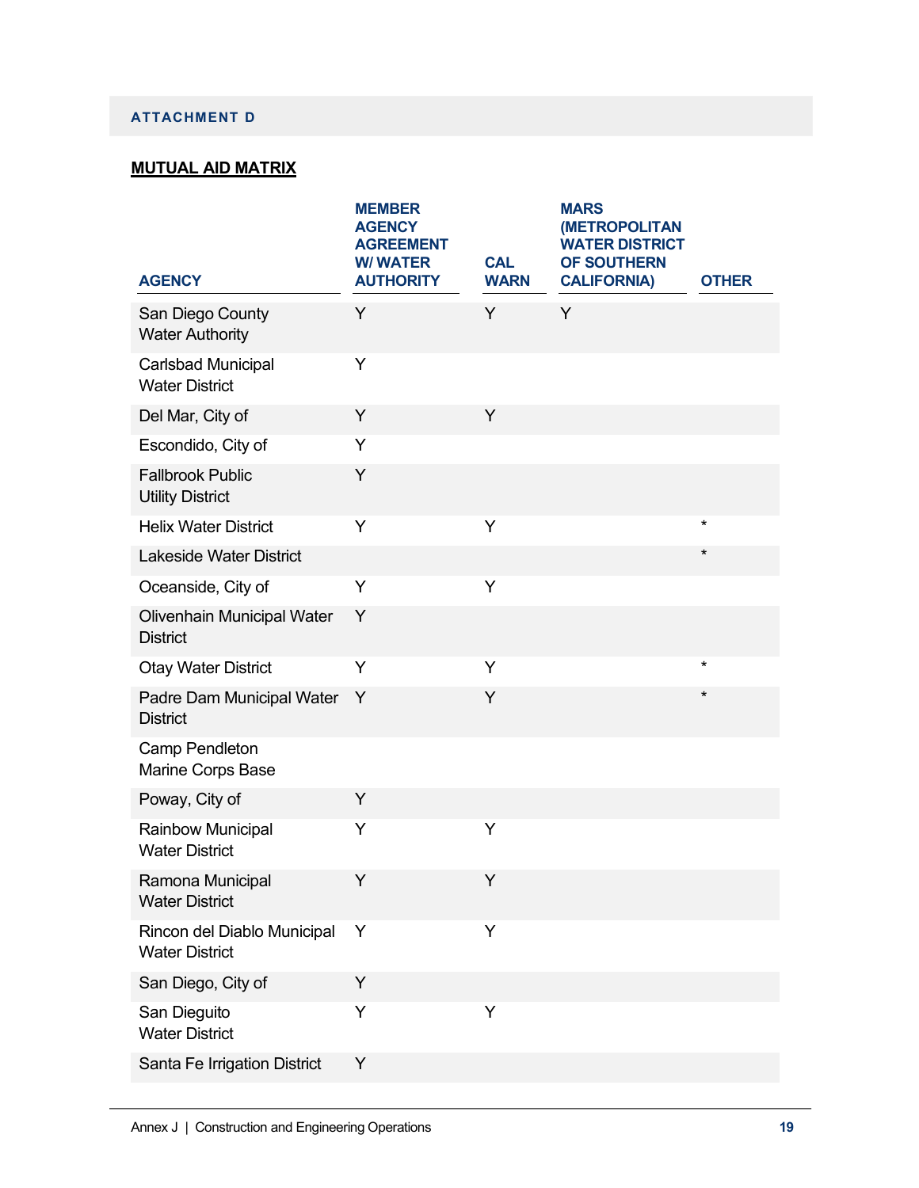ATTACHMENT D

**MUTUAL AID MATRIX**

| AGENCY | MEMBER AGENCY AGREEMENT W/ WATER AUTHORITY | CAL WARN | MARS (METROPOLITAN WATER DISTRICT OF SOUTHERN CALIFORNIA) | OTHER |
|---|---|---|---|---|
| San Diego County Water Authority | Y | Y | Y | |
| Carlsbad Municipal Water District | Y | | | |
| Del Mar, City of | Y | Y | | |
| Escondido, City of | Y | | | |
| Fallbrook Public Utility District | Y | | | |
| Helix Water District | Y | Y | | * |
| Lakeside Water District | | | | * |
| Oceanside, City of | Y | Y | | |
| Olivenhain Municipal Water District | Y | | | |
| Otay Water District | Y | Y | | * |
| Padre Dam Municipal Water District | Y | Y | | * |
| Camp Pendleton Marine Corps Base | | | | |
| Poway, City of | Y | | | |
| Rainbow Municipal Water District | Y | Y | | |
| Ramona Municipal Water District | Y | Y | | |
| Rincon del Diablo Municipal Water District | Y | Y | | |
| San Diego, City of | Y | | | |
| San Dieguito Water District | Y | Y | | |
| Santa Fe Irrigation District | Y | | | |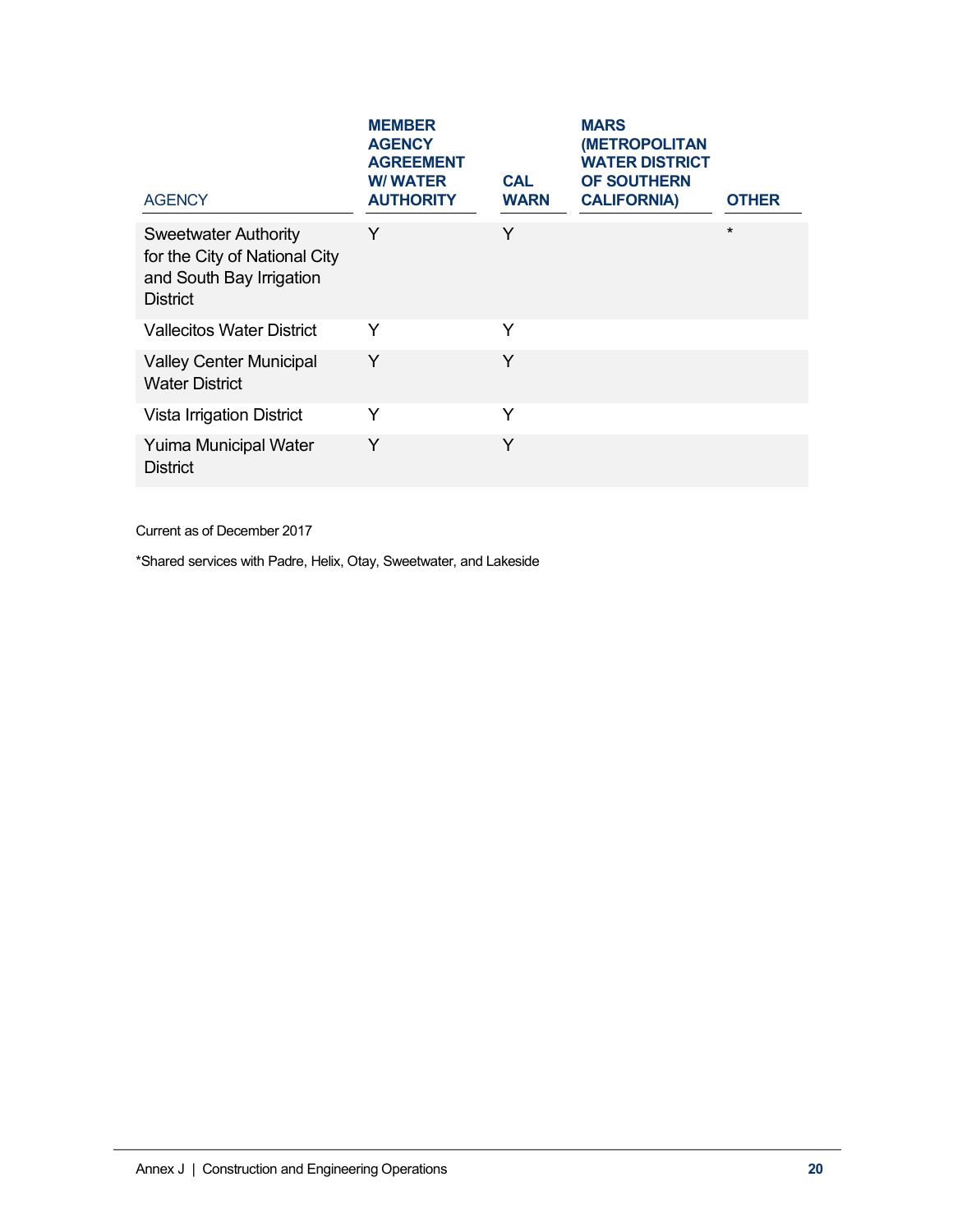| AGENCY | MEMBER AGENCY AGREEMENT W/ WATER AUTHORITY | CAL WARN | MARS (METROPOLITAN WATER DISTRICT OF SOUTHERN CALIFORNIA) | OTHER |
|---|---|---|---|---|
| Sweetwater Authority for the City of National City and South Bay Irrigation District | Y | Y | | * |
| Vallecitos Water District | Y | Y | | |
| Valley Center Municipal Water District | Y | Y | | |
| Vista Irrigation District | Y | Y | | |
| Yuima Municipal Water District | Y | Y | | |

Current as of December 2017

*Shared services with Padre, Helix, Otay, Sweetwater, and Lakeside